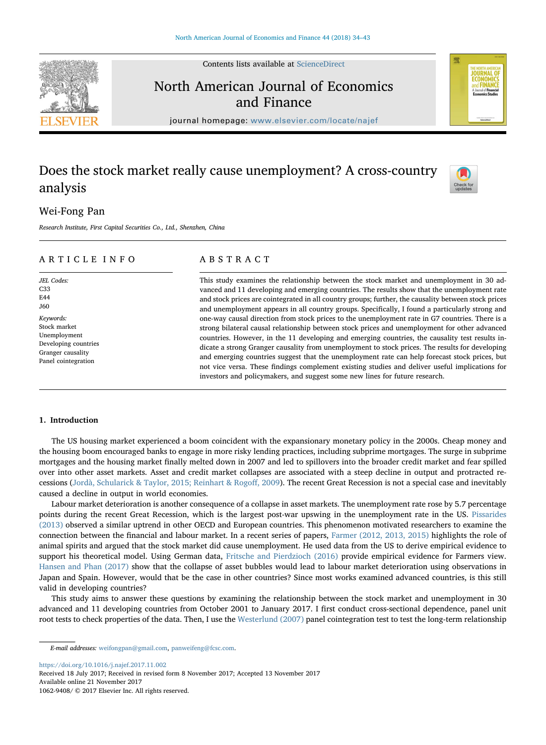# Does the stock market really cause unemployment? A cross-country analysis

Wei-Fong Pan

*Research Institute, First Capital Securities Co., Ltd., Shenzhen, China*

## ARTICLE INFO

*JEL Codes:*
C33
E44
J60

*Keywords:*
Stock market
Unemployment
Developing countries
Granger causality
Panel cointegration

## ABSTRACT

This study examines the relationship between the stock market and unemployment in 30 advanced and 11 developing and emerging countries. The results show that the unemployment rate and stock prices are cointegrated in all country groups; further, the causality between stock prices and unemployment appears in all country groups. Specifically, I found a particularly strong and one-way causal direction from stock prices to the unemployment rate in G7 countries. There is a strong bilateral causal relationship between stock prices and unemployment for other advanced countries. However, in the 11 developing and emerging countries, the causality test results indicate a strong Granger causality from unemployment to stock prices. The results for developing and emerging countries suggest that the unemployment rate can help forecast stock prices, but not vice versa. These findings complement existing studies and deliver useful implications for investors and policymakers, and suggest some new lines for future research.

## 1. Introduction

The US housing market experienced a boom coincident with the expansionary monetary policy in the 2000s. Cheap money and the housing boom encouraged banks to engage in more risky lending practices, including subprime mortgages. The surge in subprime mortgages and the housing market finally melted down in 2007 and led to spillovers into the broader credit market and fear spilled over into other asset markets. Asset and credit market collapses are associated with a steep decline in output and protracted recessions (Jordà, Schularick & Taylor, 2015; Reinhart & Rogoff, 2009). The recent Great Recession is not a special case and inevitably caused a decline in output in world economies.

Labour market deterioration is another consequence of a collapse in asset markets. The unemployment rate rose by 5.7 percentage points during the recent Great Recession, which is the largest post-war upswing in the unemployment rate in the US. Pissarides (2013) observed a similar uptrend in other OECD and European countries. This phenomenon motivated researchers to examine the connection between the financial and labour market. In a recent series of papers, Farmer (2012, 2013, 2015) highlights the role of animal spirits and argued that the stock market did cause unemployment. He used data from the US to derive empirical evidence to support his theoretical model. Using German data, Fritsche and Pierdzioch (2016) provide empirical evidence for Farmers view. Hansen and Phan (2017) show that the collapse of asset bubbles would lead to labour market deterioration using observations in Japan and Spain. However, would that be the case in other countries? Since most works examined advanced countries, is this still valid in developing countries?

This study aims to answer these questions by examining the relationship between the stock market and unemployment in 30 advanced and 11 developing countries from October 2001 to January 2017. I first conduct cross-sectional dependence, panel unit root tests to check properties of the data. Then, I use the Westerlund (2007) panel cointegration test to test the long-term relationship

E-mail addresses: weifongpan@gmail.com, panweifeng@fcsc.com.

https://doi.org/10.1016/j.najef.2017.11.002
Received 18 July 2017; Received in revised form 8 November 2017; Accepted 13 November 2017
Available online 21 November 2017
1062-9408/ © 2017 Elsevier Inc. All rights reserved.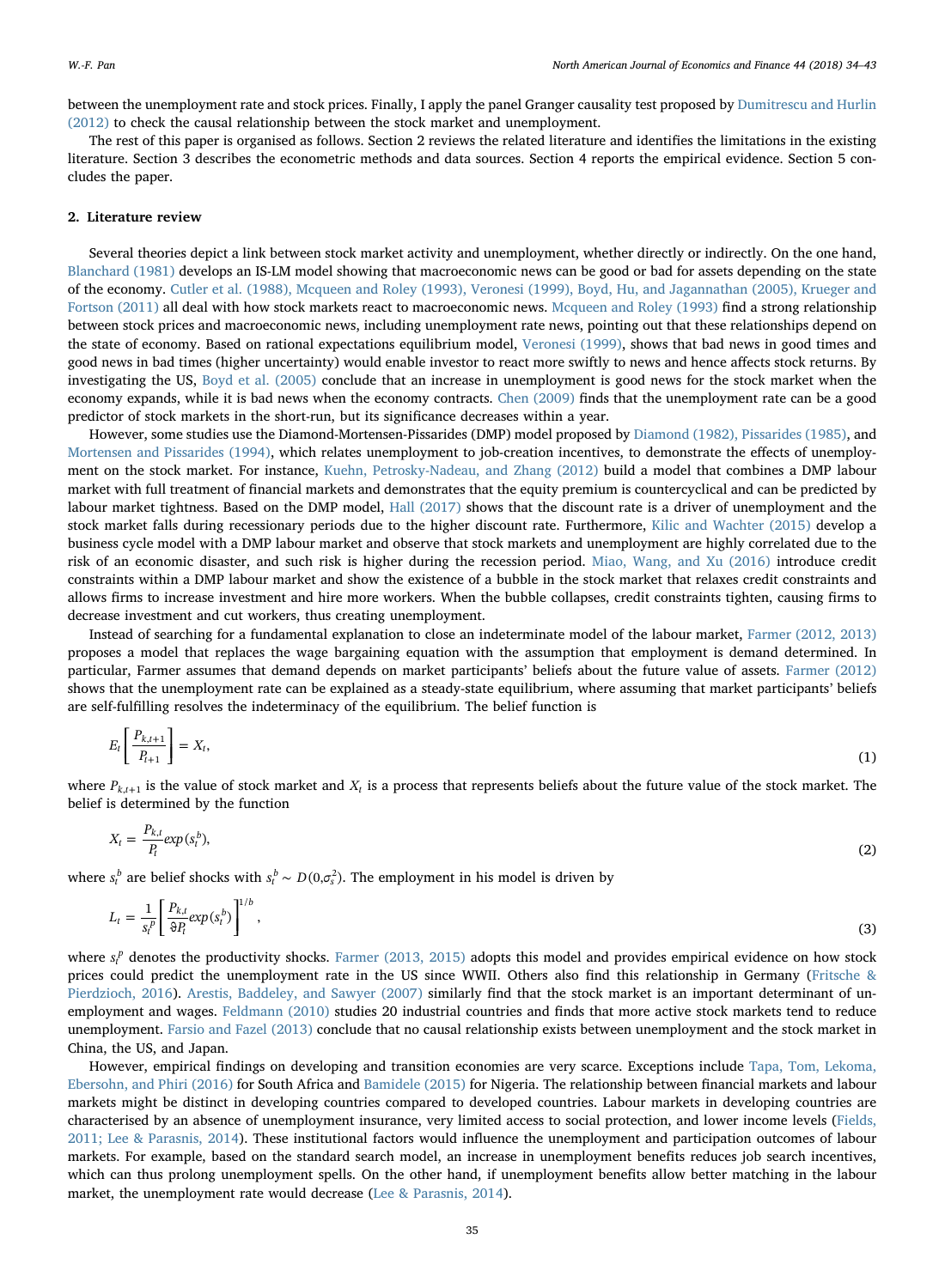between the unemployment rate and stock prices. Finally, I apply the panel Granger causality test proposed by Dumitrescu and Hurlin (2012) to check the causal relationship between the stock market and unemployment.

The rest of this paper is organised as follows. Section 2 reviews the related literature and identifies the limitations in the existing literature. Section 3 describes the econometric methods and data sources. Section 4 reports the empirical evidence. Section 5 concludes the paper.

## 2. Literature review

Several theories depict a link between stock market activity and unemployment, whether directly or indirectly. On the one hand, Blanchard (1981) develops an IS-LM model showing that macroeconomic news can be good or bad for assets depending on the state of the economy. Cutler et al. (1988), Mcqueen and Roley (1993), Veronesi (1999), Boyd, Hu, and Jagannathan (2005), Krueger and Fortson (2011) all deal with how stock markets react to macroeconomic news. Mcqueen and Roley (1993) find a strong relationship between stock prices and macroeconomic news, including unemployment rate news, pointing out that these relationships depend on the state of economy. Based on rational expectations equilibrium model, Veronesi (1999), shows that bad news in good times and good news in bad times (higher uncertainty) would enable investor to react more swiftly to news and hence affects stock returns. By investigating the US, Boyd et al. (2005) conclude that an increase in unemployment is good news for the stock market when the economy expands, while it is bad news when the economy contracts. Chen (2009) finds that the unemployment rate can be a good predictor of stock markets in the short-run, but its significance decreases within a year.

However, some studies use the Diamond-Mortensen-Pissarides (DMP) model proposed by Diamond (1982), Pissarides (1985), and Mortensen and Pissarides (1994), which relates unemployment to job-creation incentives, to demonstrate the effects of unemployment on the stock market. For instance, Kuehn, Petrosky-Nadeau, and Zhang (2012) build a model that combines a DMP labour market with full treatment of financial markets and demonstrates that the equity premium is countercyclical and can be predicted by labour market tightness. Based on the DMP model, Hall (2017) shows that the discount rate is a driver of unemployment and the stock market falls during recessionary periods due to the higher discount rate. Furthermore, Kilic and Wachter (2015) develop a business cycle model with a DMP labour market and observe that stock markets and unemployment are highly correlated due to the risk of an economic disaster, and such risk is higher during the recession period. Miao, Wang, and Xu (2016) introduce credit constraints within a DMP labour market and show the existence of a bubble in the stock market that relaxes credit constraints and allows firms to increase investment and hire more workers. When the bubble collapses, credit constraints tighten, causing firms to decrease investment and cut workers, thus creating unemployment.

Instead of searching for a fundamental explanation to close an indeterminate model of the labour market, Farmer (2012, 2013) proposes a model that replaces the wage bargaining equation with the assumption that employment is demand determined. In particular, Farmer assumes that demand depends on market participants' beliefs about the future value of assets. Farmer (2012) shows that the unemployment rate can be explained as a steady-state equilibrium, where assuming that market participants' beliefs are self-fulfilling resolves the indeterminacy of the equilibrium. The belief function is

$$E_t\left[\frac{P_{k,t+1}}{P_{t+1}}\right] = X_t, \tag{1}$$

where $P_{k,t+1}$ is the value of stock market and $X_t$ is a process that represents beliefs about the future value of the stock market. The belief is determined by the function

$$X_t = \frac{P_{k,t}}{P_t} exp(s_t^b), \tag{2}$$

where $s_t^b$ are belief shocks with $s_t^b \sim D(0,\sigma_s^2)$. The employment in his model is driven by

$$L_t = \frac{1}{s_t^p}\left[\frac{P_{k,t}}{\vartheta P_t} exp(s_t^b)\right]^{1/b}, \tag{3}$$

where $s_t^p$ denotes the productivity shocks. Farmer (2013, 2015) adopts this model and provides empirical evidence on how stock prices could predict the unemployment rate in the US since WWII. Others also find this relationship in Germany (Fritsche & Pierdzioch, 2016). Arestis, Baddeley, and Sawyer (2007) similarly find that the stock market is an important determinant of unemployment and wages. Feldmann (2010) studies 20 industrial countries and finds that more active stock markets tend to reduce unemployment. Farsio and Fazel (2013) conclude that no causal relationship exists between unemployment and the stock market in China, the US, and Japan.

However, empirical findings on developing and transition economies are very scarce. Exceptions include Tapa, Tom, Lekoma, Ebersohn, and Phiri (2016) for South Africa and Bamidele (2015) for Nigeria. The relationship between financial markets and labour markets might be distinct in developing countries compared to developed countries. Labour markets in developing countries are characterised by an absence of unemployment insurance, very limited access to social protection, and lower income levels (Fields, 2011; Lee & Parasnis, 2014). These institutional factors would influence the unemployment and participation outcomes of labour markets. For example, based on the standard search model, an increase in unemployment benefits reduces job search incentives, which can thus prolong unemployment spells. On the other hand, if unemployment benefits allow better matching in the labour market, the unemployment rate would decrease (Lee & Parasnis, 2014).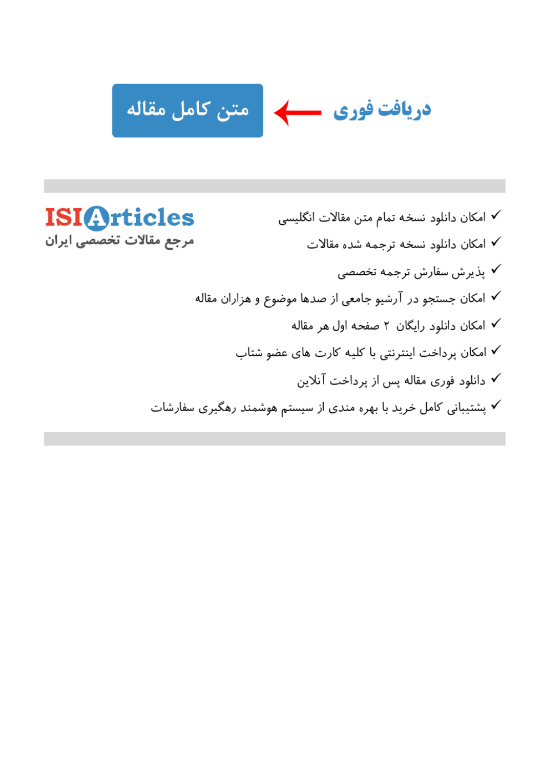دریافت فوری ← **متن کامل مقاله**

**ISIArticles**
مرجع مقالات تخصصی ایران

- ✓ امکان دانلود نسخه تمام متن مقالات انگلیسی
- ✓ امکان دانلود نسخه ترجمه شده مقالات
- ✓ پذیرش سفارش ترجمه تخصصی
- ✓ امکان جستجو در آرشیو جامعی از صدها موضوع و هزاران مقاله
- ✓ امکان دانلود رایگان ۲ صفحه اول هر مقاله
- ✓ امکان پرداخت اینترنتی با کلیه کارت های عضو شتاب
- ✓ دانلود فوری مقاله پس از پرداخت آنلاین
- ✓ پشتیبانی کامل خرید با بهره مندی از سیستم هوشمند رهگیری سفارشات